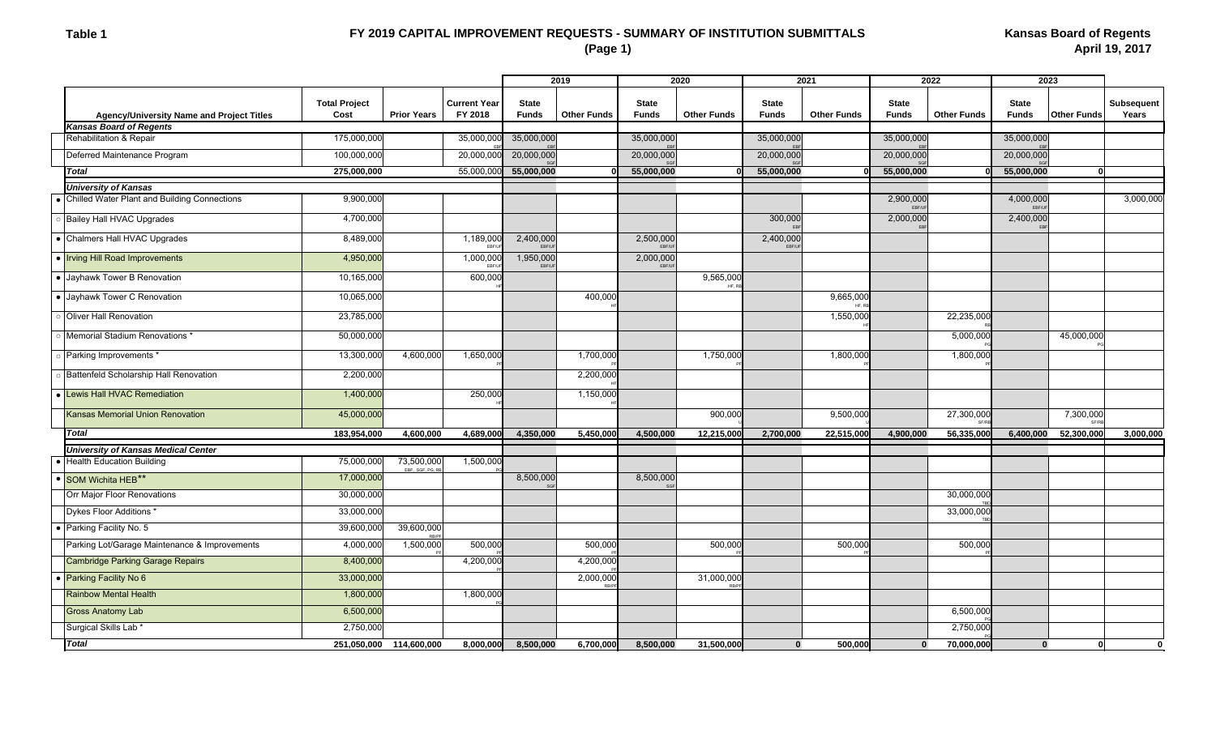**Table 1**

# FY 2019 CAPITAL IMPROVEMENT REQUESTS - SUMMARY OF INSTITUTION SUBMITTALS

**(Page 1)**

**Kansas Board of Regents**
**April 19, 2017**

| | Agency/University Name and Project Titles | Total Project Cost | Prior Years | Current Year FY 2018 | 2019 State Funds | 2019 Other Funds | 2020 State Funds | 2020 Other Funds | 2021 State Funds | 2021 Other Funds | 2022 State Funds | 2022 Other Funds | 2023 State Funds | 2023 Other Funds | Subsequent Years |
|---|---|---|---|---|---|---|---|---|---|---|---|---|---|---|---|
| | ***Kansas Board of Regents*** | | | | | | | | | | | | | | |
| | Rehabilitation & Repair | 175,000,000 | | 35,000,000 EBF | 35,000,000 EBF | | 35,000,000 EBF | | 35,000,000 EBF | | 35,000,000 EBF | | 35,000,000 EBF | | |
| | Deferred Maintenance Program | 100,000,000 | | 20,000,000 SGF | 20,000,000 SGF | | 20,000,000 SGF | | 20,000,000 SGF | | 20,000,000 SGF | | 20,000,000 SGF | | |
| | ***Total*** | **275,000,000** | | **55,000,000** | **55,000,000** | **0** | **55,000,000** | **0** | **55,000,000** | **0** | **55,000,000** | **0** | **55,000,000** | **0** | |
| | ***University of Kansas*** | | | | | | | | | | | | | | |
| • | Chilled Water Plant and Building Connections | 9,900,000 | | | | | | | | | 2,900,000 EBF/UF | | 4,000,000 EBF/UF | | 3,000,000 |
| ○ | Bailey Hall HVAC Upgrades | 4,700,000 | | | | | | | 300,000 EBF | | 2,000,000 EBF | | 2,400,000 EBF | | |
| • | Chalmers Hall HVAC Upgrades | 8,489,000 | | 1,189,000 EBF/UF | 2,400,000 EBF/UF | | 2,500,000 EBF/UF | | 2,400,000 EBF/UF | | | | | | |
| • | Irving Hill Road Improvements | 4,950,000 | | 1,000,000 EBF/UF | 1,950,000 EBF/UF | | 2,000,000 EBF/UF | | | | | | | | |
| • | Jayhawk Tower B Renovation | 10,165,000 | | 600,000 HF | | | | 9,565,000 HF, RB | | | | | | | |
| • | Jayhawk Tower C Renovation | 10,065,000 | | | | 400,000 HF | | | | 9,665,000 HF, RB | | | | | |
| ○ | Oliver Hall Renovation | 23,785,000 | | | | | | | | 1,550,000 HF | | 22,235,000 RB | | | |
| ○ | Memorial Stadium Renovations * | 50,000,000 | | | | | | | | | | 5,000,000 PG | | 45,000,000 PG | |
| ○ | Parking Improvements * | 13,300,000 | 4,600,000 | 1,650,000 PF | | 1,700,000 PF | | 1,750,000 PF | | 1,800,000 PF | | 1,800,000 PF | | | |
| ○ | Battenfeld Scholarship Hall Renovation | 2,200,000 | | | | 2,200,000 HF | | | | | | | | | |
| • | Lewis Hall HVAC Remediation | 1,400,000 | | 250,000 HF | | 1,150,000 HF | | | | | | | | | |
| | Kansas Memorial Union Renovation | 45,000,000 | | | | | | 900,000 U | | 9,500,000 U | | 27,300,000 SF/RB | | 7,300,000 SF/RB | |
| | ***Total*** | **183,954,000** | **4,600,000** | **4,689,000** | **4,350,000** | **5,450,000** | **4,500,000** | **12,215,000** | **2,700,000** | **22,515,000** | **4,900,000** | **56,335,000** | **6,400,000** | **52,300,000** | **3,000,000** |
| | ***University of Kansas Medical Center*** | | | | | | | | | | | | | | |
| • | Health Education Building | 75,000,000 | 73,500,000 EBF, SGF, PG, RB | 1,500,000 PG | | | | | | | | | | | |
| • | SOM Wichita HEB** | 17,000,000 | | | 8,500,000 SGF | | 8,500,000 SGF | | | | | | | | |
| | Orr Major Floor Renovations | 30,000,000 | | | | | | | | | | 30,000,000 TBD | | | |
| | Dykes Floor Additions * | 33,000,000 | | | | | | | | | | 33,000,000 TBD | | | |
| • | Parking Facility No. 5 | 39,600,000 | 39,600,000 RB/PF | | | | | | | | | | | | |
| | Parking Lot/Garage Maintenance & Improvements | 4,000,000 | 1,500,000 PF | 500,000 | | 500,000 PF | | 500,000 PF | | 500,000 PF | | 500,000 PF | | | |
| | Cambridge Parking Garage Repairs | 8,400,000 | | 4,200,000 PF | | 4,200,000 PF | | | | | | | | | |
| • | Parking Facility No 6 | 33,000,000 | | | | 2,000,000 RB/PF | | 31,000,000 RB/PF | | | | | | | |
| | Rainbow Mental Health | 1,800,000 | | 1,800,000 PG | | | | | | | | | | | |
| | Gross Anatomy Lab | 6,500,000 | | | | | | | | | | 6,500,000 PG | | | |
| | Surgical Skills Lab * | 2,750,000 | | | | | | | | | | 2,750,000 PG | | | |
| | ***Total*** | **251,050,000** | **114,600,000** | **8,000,000** | **8,500,000** | **6,700,000** | **8,500,000** | **31,500,000** | **0** | **500,000** | **0** | **70,000,000** | **0** | **0** | **0** |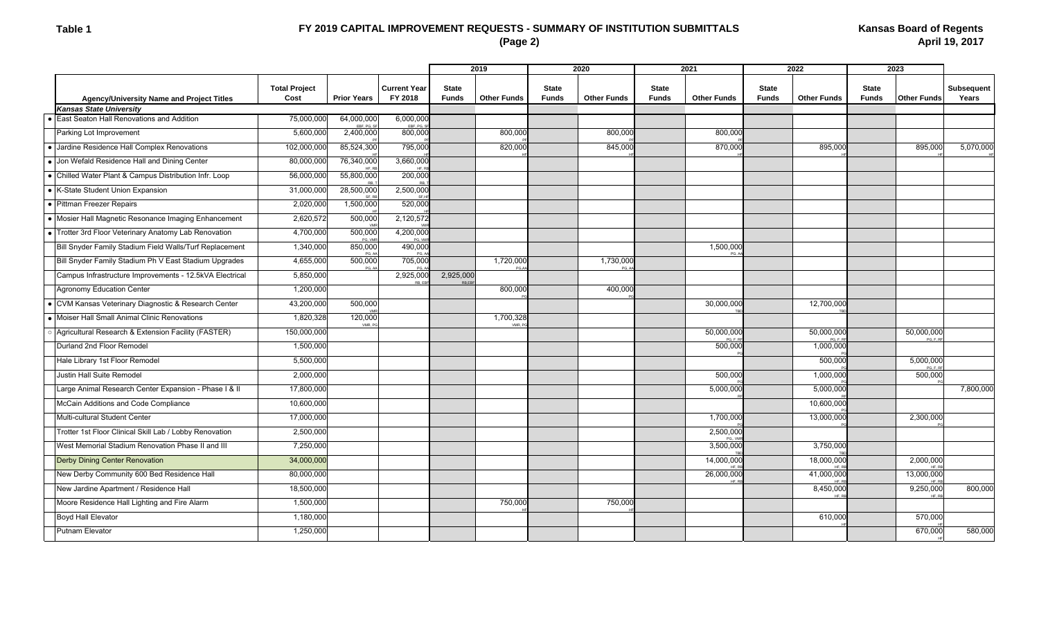**Table 1**

# FY 2019 CAPITAL IMPROVEMENT REQUESTS - SUMMARY OF INSTITUTION SUBMITTALS
## (Page 2)

**Kansas Board of Regents**
**April 19, 2017**

| Agency/University Name and Project Titles | Total Project Cost | Prior Years | Current Year FY 2018 | 2019 State Funds | 2019 Other Funds | 2020 State Funds | 2020 Other Funds | 2021 State Funds | 2021 Other Funds | 2022 State Funds | 2022 Other Funds | 2023 State Funds | 2023 Other Funds | Subsequent Years |
|---|---|---|---|---|---|---|---|---|---|---|---|---|---|---|
| ***Kansas State University*** | | | | | | | | | | | | | | |
| • East Seaton Hall Renovations and Addition | 75,000,000 | 64,000,000 EBF, PG, SF | 6,000,000 EBF, PG, SF | | | | | | | | | | | |
| Parking Lot Improvement | 5,600,000 | 2,400,000 PF | 800,000 PF | | 800,000 PF | | 800,000 PF | | 800,000 PF | | | | | |
| • Jardine Residence Hall Complex Renovations | 102,000,000 | 85,524,300 HF | 795,000 HF | | 820,000 HF | | 845,000 HF | | 870,000 HF | | 895,000 HF | | 895,000 HF | 5,070,000 HF |
| • Jon Wefald Residence Hall and Dining Center | 80,000,000 | 76,340,000 HF, RB | 3,660,000 HF, RB | | | | | | | | | | | |
| • Chilled Water Plant & Campus Distribution Infr. Loop | 56,000,000 | 55,800,000 RB, T | 200,000 RB, T | | | | | | | | | | | |
| • K-State Student Union Expansion | 31,000,000 | 28,500,000 SF, RB | 2,500,000 SF, HF | | | | | | | | | | | |
| • Pittman Freezer Repairs | 2,020,000 | 1,500,000 HF | 520,000 HF | | | | | | | | | | | |
| • Mosier Hall Magnetic Resonance Imaging Enhancement | 2,620,572 | 500,000 VMR | 2,120,572 VMR | | | | | | | | | | | |
| • Trotter 3rd Floor Veterinary Anatomy Lab Renovation | 4,700,000 | 500,000 PG, VMR | 4,200,000 PG, VMR | | | | | | | | | | | |
| Bill Snyder Family Stadium Field Walls/Turf Replacement | 1,340,000 | 850,000 PG, AA | 490,000 PG, AA | | | | | | 1,500,000 PG, AA | | | | | |
| Bill Snyder Family Stadium Ph V East Stadium Upgrades | 4,655,000 | 500,000 PG, AA | 705,000 PG, AA | | 1,720,000 PG AA | | 1,730,000 PG, AA | | | | | | | |
| Campus Infrastructure Improvements - 12.5kVA Electrical | 5,850,000 | | 2,925,000 RB, EBF | 2,925,000 RB,EBF | | | | | | | | | | |
| Agronomy Education Center | 1,200,000 | | | | 800,000 PG | | 400,000 PG | | | | | | | |
| • CVM Kansas Veterinary Diagnostic & Research Center | 43,200,000 | 500,000 VMR | | | | | | | 30,000,000 TBD | | 12,700,000 TBD | | | |
| • Moiser Hall Small Animal Clinic Renovations | 1,820,328 | 120,000 VMR, PG | | | 1,700,328 VMR, PG | | | | | | | | | |
| ○ Agricultural Research & Extension Facility (FASTER) | 150,000,000 | | | | | | | | 50,000,000 PG, F, RF | | 50,000,000 PG, F, RF | | 50,000,000 PG, F, RF | |
| Durland 2nd Floor Remodel | 1,500,000 | | | | | | | | 500,000 PG | | 1,000,000 PG | | | |
| Hale Library 1st Floor Remodel | 5,500,000 | | | | | | | | | | 500,000 PG | | 5,000,000 PG, F, RF | |
| Justin Hall Suite Remodel | 2,000,000 | | | | | | | | 500,000 PG | | 1,000,000 PG | | 500,000 PG | |
| Large Animal Research Center Expansion - Phase I & II | 17,800,000 | | | | | | | | 5,000,000 RF | | 5,000,000 RF | | | 7,800,000 |
| McCain Additions and Code Compliance | 10,600,000 | | | | | | | | | | 10,600,000 PG | | | |
| Multi-cultural Student Center | 17,000,000 | | | | | | | | 1,700,000 PG | | 13,000,000 PG | | 2,300,000 PG | |
| Trotter 1st Floor Clinical Skill Lab / Lobby Renovation | 2,500,000 | | | | | | | | 2,500,000 PG, VMR | | | | | |
| West Memorial Stadium Renovation Phase II and III | 7,250,000 | | | | | | | | 3,500,000 TBD | | 3,750,000 TBD | | | |
| Derby Dining Center Renovation | 34,000,000 | | | | | | | | 14,000,000 HF, RB | | 18,000,000 HF, RB | | 2,000,000 HF, RB | |
| New Derby Community 600 Bed Residence Hall | 80,000,000 | | | | | | | | 26,000,000 HF, RB | | 41,000,000 HF, RB | | 13,000,000 HF, RB | |
| New Jardine Apartment / Residence Hall | 18,500,000 | | | | | | | | | | 8,450,000 HF, RB | | 9,250,000 HF, RB | 800,000 |
| Moore Residence Hall Lighting and Fire Alarm | 1,500,000 | | | | 750,000 HF | | 750,000 HF | | | | | | | |
| Boyd Hall Elevator | 1,180,000 | | | | | | | | | | 610,000 HF | | 570,000 HF | |
| Putnam Elevator | 1,250,000 | | | | | | | | | | | | 670,000 HF | 580,000 |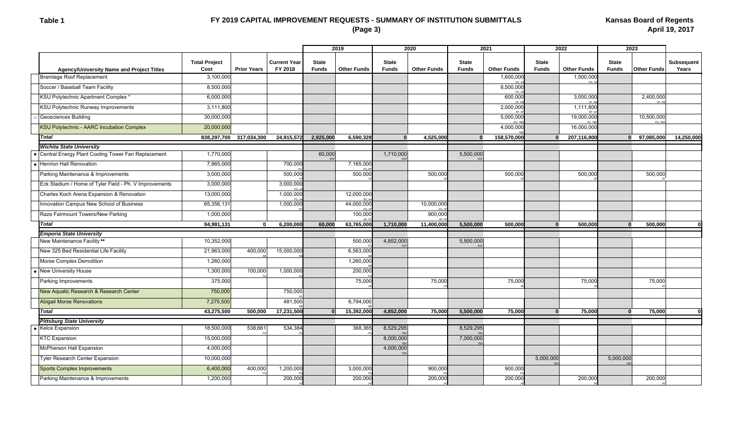**Table 1**

# FY 2019 CAPITAL IMPROVEMENT REQUESTS - SUMMARY OF INSTITUTION SUBMITTALS
## (Page 3)

**Kansas Board of Regents**
**April 19, 2017**

| | Agency/University Name and Project Titles | Total Project Cost | Prior Years | Current Year FY 2018 | 2019 State Funds | 2019 Other Funds | 2020 State Funds | 2020 Other Funds | 2021 State Funds | 2021 Other Funds | 2022 State Funds | 2022 Other Funds | 2023 State Funds | 2023 Other Funds | Subsequent Years |
|---|---|---|---|---|---|---|---|---|---|---|---|---|---|---|---|
| | Bramlage Roof Replacement | 3,100,000 | | | | | | | | 1,600,000 PG, AA | | 1,500,000 PG, AA | | | |
| | Soccer / Baseball Team Facility | 8,500,000 | | | | | | | | 8,500,000 PG, AA | | | | | |
| | KSU Polytechnic Apartment Complex * | 6,000,000 | | | | | | | | 600,000 HF, RB | | 3,000,000 HF, RB | | 2,400,000 HF, RB | |
| | KSU Polytechnic Runway Improvements | 3,111,800 | | | | | | | | 2,000,000 RF, SF | | 1,111,800 RF, SF | | | |
| ○ | Geosciences Building | 30,000,000 | | | | | | | | 5,000,000 PG, TBD | | 19,000,000 PG, TBD | | 10,500,000 PG, TBD | |
| | KSU Polytechnic - AARC Incubation Complex | 20,000,000 | | | | | | | | 4,000,000 TBD | | 16,000,000 | | | |
| | ***Total*** | **838,297,700** | **317,034,300** | **24,915,572** | **2,925,000** | **6,590,328** | **0** | **4,525,000** | **0** | **158,570,000** | **0** | **207,116,800** | **0** | **97,085,000** | **14,250,000** |
| | ***Wichita State University*** | | | | | | | | | | | | | | |
| • | Central Energy Plant Cooling Tower Fan Replacement | 1,770,000 | | | 60,000 SGF | | 1,710,000 SGF | | 5,500,000 SGF | | | | | | |
| • | Henrion Hall Renovation | 7,865,000 | | 700,000 PG | | 7,165,000 PG, RF | | | | | | | | | |
| | Parking Maintenance & Improvements | 3,000,000 | | 500,000 PF | | 500,000 PF | | 500,000 PF | | 500,000 PF | | 500,000 PF | | 500,000 PF | |
| | Eck Stadium / Home of Tyler Field - Ph. V Improvements | 3,000,000 | | 3,000,000 PG, AA | | | | | | | | | | | |
| | Charles Koch Arena Expansion & Renovation | 13,000,000 | | 1,000,000 PG, AA | | 12,000,000 PG, AA | | | | | | | | | |
| | Innovation Campus New School of Business | 65,356,131 | | 1,000,000 PG | | 44,000,000 PG, SF | | 10,000,000 PG, SF | | | | | | | |
| | Raze Fairmount Towers/New Parking | 1,000,000 | | | | 100,000 RF, PF | | 900,000 RF, PF | | | | | | | |
| | ***Total*** | **94,991,131** | **0** | **6,200,000** | **60,000** | **63,765,000** | **1,710,000** | **11,400,000** | **5,500,000** | **500,000** | **0** | **500,000** | **0** | **500,000** | **0** |
| | ***Emporia State University*** | | | | | | | | | | | | | | |
| | New Maintenance Facility ** | 10,352,000 | | | | 500,000 PG | 4,852,000 SGF | | 5,500,000 SGF | | | | | | |
| | New 325 Bed Residential Life Facility | 21,963,000 | 400,000 RB | 15,000,000 RB | | 6,563,000 RB | | | | | | | | | |
| | Morse Complex Demolition | 1,260,000 | | | | 1,260,000 RB | | | | | | | | | |
| • | New University House | 1,300,000 | 100,000 PG | 1,000,000 PG | | 200,000 PG | | | | | | | | | |
| | Parking Improvements | 375,000 | | | | 75,000 PF | | 75,000 PF | | 75,000 PF | | 75,000 PF | | 75,000 PF | |
| | New Aquatic Research & Research Center | 750,000 | | 750,000 PG | | | | | | | | | | | |
| | Abigail Morse Renovations | 7,275,500 | | 481,500 RB | | 6,794,000 RB | | | | | | | | | |
| | ***Total*** | **43,275,500** | **500,000** | **17,231,500** | **0** | **15,392,000** | **4,852,000** | **75,000** | **5,500,000** | **75,000** | **0** | **75,000** | **0** | **75,000** | **0** |
| | ***Pittsburg State University*** | | | | | | | | | | | | | | |
| • | Kelce Expansion | 18,500,000 | 538,661 PG | 534,384 PG | | 368,365 PG | 8,529,295 TBD | | 8,529,295 TBD | | | | | | |
| | KTC Expansion | 15,000,000 | | | | | 8,000,000 TBD | | 7,000,000 TBD | | | | | | |
| | McPherson Hall Expansion | 4,000,000 | | | | | 4,000,000 TBD | | | | | | | | |
| | Tyler Research Center Expansion | 10,000,000 | | | | | | | | | 5,000,000 TBD | | 5,000,000 TBD | | |
| | Sports Complex Improvements | 6,400,000 | 400,000 PG | 1,200,000 PG | | 3,000,000 PG | | 900,000 PG | | 900,000 PG | | | | | |
| | Parking Maintenance & Improvements | 1,200,000 | | 200,000 PF | | 200,000 PF | | 200,000 PF | | 200,000 PF | | 200,000 PF | | 200,000 PF | |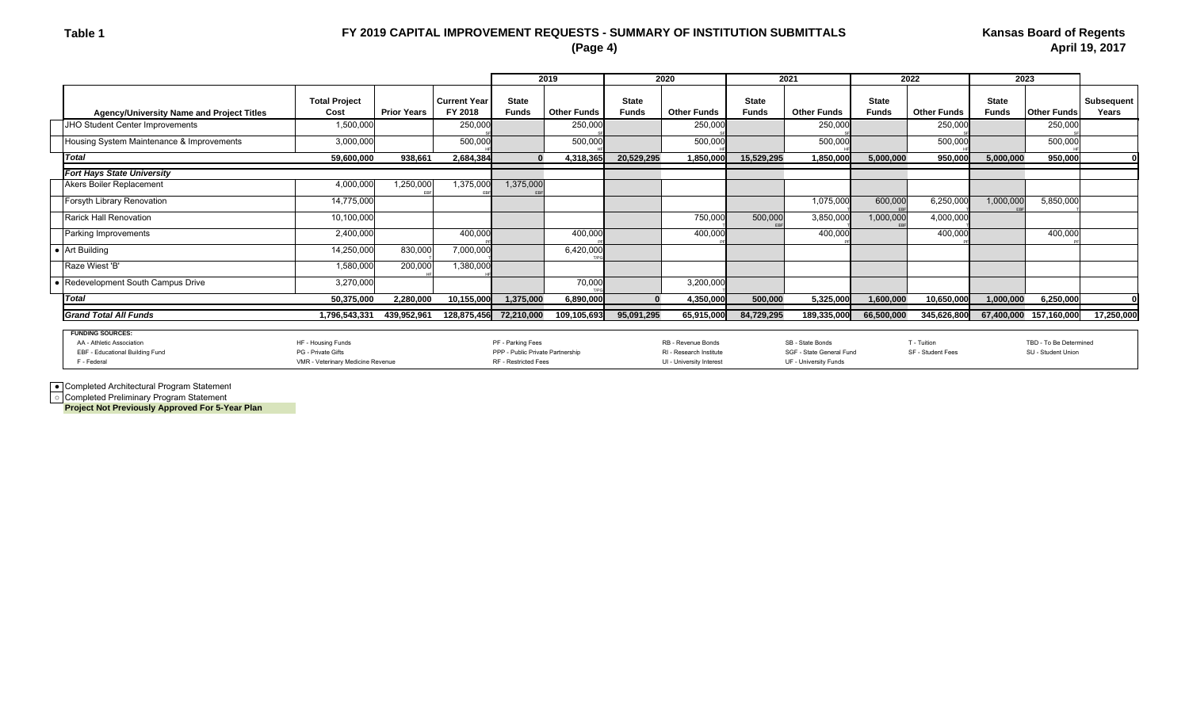**Table 1**

# FY 2019 CAPITAL IMPROVEMENT REQUESTS - SUMMARY OF INSTITUTION SUBMITTALS
**(Page 4)**

**Kansas Board of Regents**
**April 19, 2017**

| | Agency/University Name and Project Titles | Total Project Cost | Prior Years | Current Year FY 2018 | 2019 State Funds | 2019 Other Funds | 2020 State Funds | 2020 Other Funds | 2021 State Funds | 2021 Other Funds | 2022 State Funds | 2022 Other Funds | 2023 State Funds | 2023 Other Funds | Subsequent Years |
|---|---|---|---|---|---|---|---|---|---|---|---|---|---|---|---|
| | JHO Student Center Improvements | 1,500,000 | | 250,000 SF | | 250,000 SF | | 250,000 SF | | 250,000 SF | | 250,000 SF | | 250,000 SF | |
| | Housing System Maintenance & Improvements | 3,000,000 | | 500,000 HF | | 500,000 HF | | 500,000 HF | | 500,000 HF | | 500,000 HF | | 500,000 HF | |
| | ***Total*** | **59,600,000** | **938,661** | **2,684,384** | **0** | **4,318,365** | **20,529,295** | **1,850,000** | **15,529,295** | **1,850,000** | **5,000,000** | **950,000** | **5,000,000** | **950,000** | **0** |
| | ***Fort Hays State University*** | | | | | | | | | | | | | | |
| | Akers Boiler Replacement | 4,000,000 | 1,250,000 EBF | 1,375,000 EBF | 1,375,000 EBF | | | | | | | | | | |
| | Forsyth Library Renovation | 14,775,000 | | | | | | | | 1,075,000 T | 600,000 EBF | 6,250,000 T | 1,000,000 EBF | 5,850,000 T | |
| | Rarick Hall Renovation | 10,100,000 | | | | | | 750,000 T | 500,000 EBF | 3,850,000 T | 1,000,000 EBF | 4,000,000 T | | | |
| | Parking Improvements | 2,400,000 | | 400,000 PF | | 400,000 PF | | 400,000 PF | | 400,000 PF | | 400,000 PF | | 400,000 PF | |
| ● | Art Building | 14,250,000 | 830,000 T | 7,000,000 PF | | 6,420,000 T/PG | | | | | | | | | |
| | Raze Wiest 'B' | 1,580,000 | 200,000 HF | 1,380,000 HF | | | | | | | | | | | |
| ● | Redevelopment South Campus Drive | 3,270,000 | | | | 70,000 T/PG | | 3,200,000 PF | | | | | | | |
| | ***Total*** | **50,375,000** | **2,280,000** | **10,155,000** | **1,375,000** | **6,890,000** | **0** | **4,350,000** | **500,000** | **5,325,000** | **1,600,000** | **10,650,000** | **1,000,000** | **6,250,000** | **0** |
| | ***Grand Total All Funds*** | **1,796,543,331** | **439,952,961** | **128,875,456** | **72,210,000** | **109,105,693** | **95,091,295** | **65,915,000** | **84,729,295** | **189,335,000** | **66,500,000** | **345,626,800** | **67,400,000** | **157,160,000** | **17,250,000** |

**FUNDING SOURCES:**

| | | | | | | |
|---|---|---|---|---|---|---|
| AA - Athletic Association | HF - Housing Funds | PF - Parking Fees | RB - Revenue Bonds | SB - State Bonds | T - Tuition | TBD - To Be Determined |
| EBF - Educational Building Fund | PG - Private Gifts | PPP - Public Private Partnership | RI - Research Institute | SGF - State General Fund | SF - Student Fees | SU - Student Union |
| F - Federal | VMR - Veterinary Medicine Revenue | RF - Restricted Fees | UI - University Interest | UF - University Funds | | |

● Completed Architectural Program Statement
○ Completed Preliminary Program Statement
**Project Not Previously Approved For 5-Year Plan**